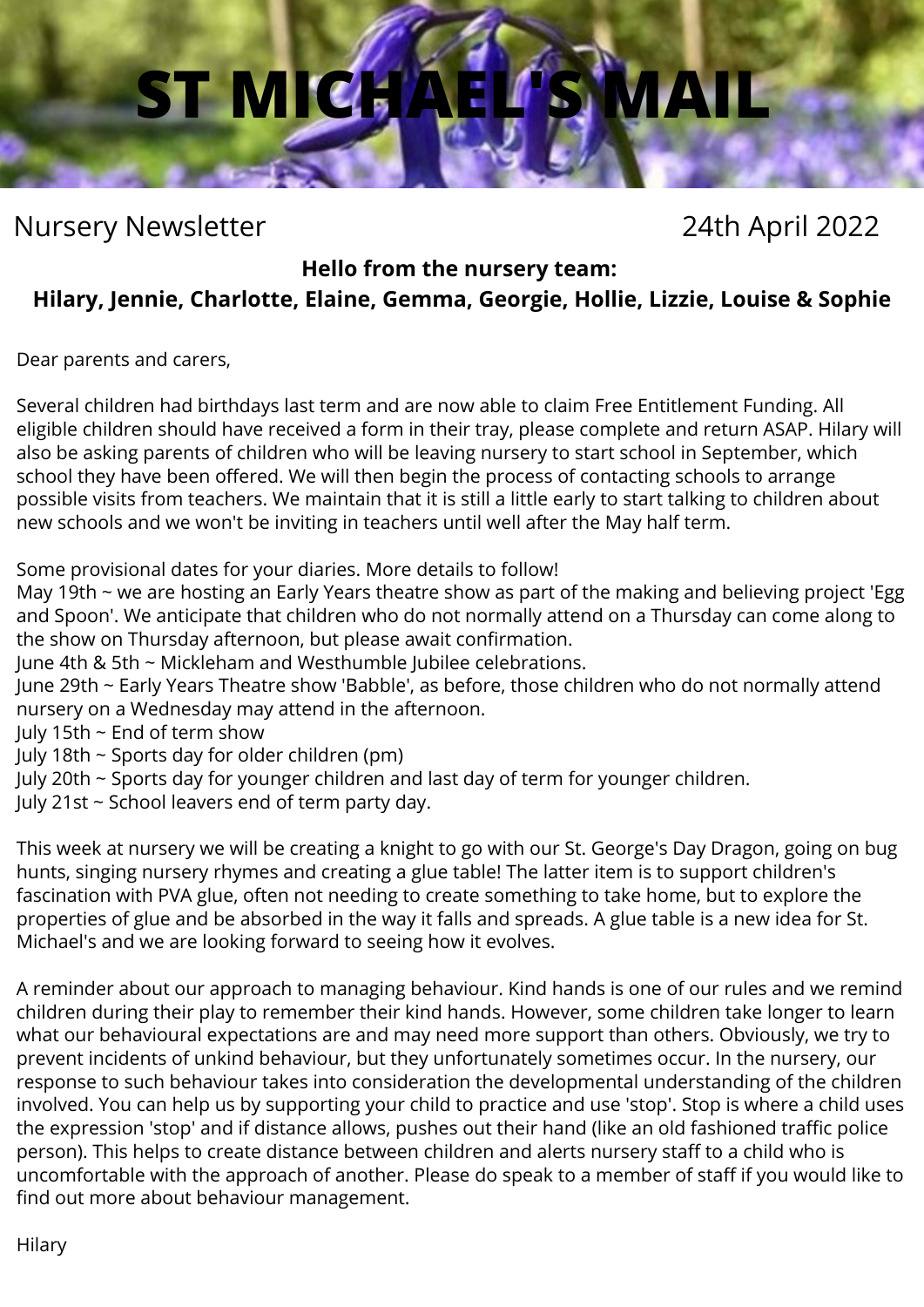# ST MICHAEL'S MAIL

Nursery Newsletter 24th April 2022

**Hello from the nursery team:**
**Hilary, Jennie, Charlotte, Elaine, Gemma, Georgie, Hollie, Lizzie, Louise & Sophie**

Dear parents and carers,

Several children had birthdays last term and are now able to claim Free Entitlement Funding. All eligible children should have received a form in their tray, please complete and return ASAP. Hilary will also be asking parents of children who will be leaving nursery to start school in September, which school they have been offered. We will then begin the process of contacting schools to arrange possible visits from teachers. We maintain that it is still a little early to start talking to children about new schools and we won't be inviting in teachers until well after the May half term.

Some provisional dates for your diaries. More details to follow!
May 19th ~ we are hosting an Early Years theatre show as part of the making and believing project 'Egg and Spoon'. We anticipate that children who do not normally attend on a Thursday can come along to the show on Thursday afternoon, but please await confirmation.
June 4th & 5th ~ Mickleham and Westhumble Jubilee celebrations.
June 29th ~ Early Years Theatre show 'Babble', as before, those children who do not normally attend nursery on a Wednesday may attend in the afternoon.
July 15th ~ End of term show
July 18th ~ Sports day for older children (pm)
July 20th ~ Sports day for younger children and last day of term for younger children.
July 21st ~ School leavers end of term party day.

This week at nursery we will be creating a knight to go with our St. George's Day Dragon, going on bug hunts, singing nursery rhymes and creating a glue table! The latter item is to support children's fascination with PVA glue, often not needing to create something to take home, but to explore the properties of glue and be absorbed in the way it falls and spreads. A glue table is a new idea for St. Michael's and we are looking forward to seeing how it evolves.

A reminder about our approach to managing behaviour. Kind hands is one of our rules and we remind children during their play to remember their kind hands. However, some children take longer to learn what our behavioural expectations are and may need more support than others. Obviously, we try to prevent incidents of unkind behaviour, but they unfortunately sometimes occur. In the nursery, our response to such behaviour takes into consideration the developmental understanding of the children involved. You can help us by supporting your child to practice and use 'stop'. Stop is where a child uses the expression 'stop' and if distance allows, pushes out their hand (like an old fashioned traffic police person). This helps to create distance between children and alerts nursery staff to a child who is uncomfortable with the approach of another. Please do speak to a member of staff if you would like to find out more about behaviour management.

Hilary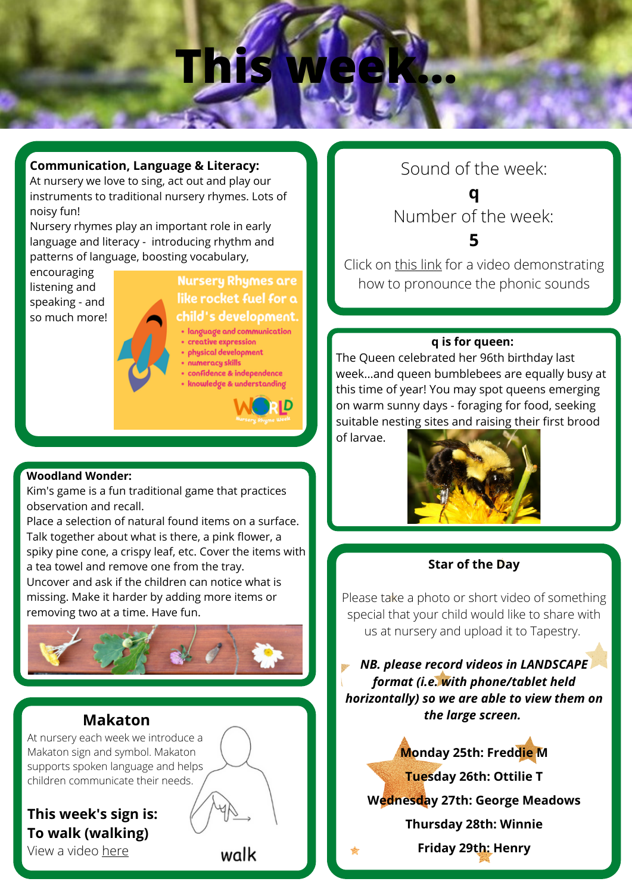# This week...

**Communication, Language & Literacy:**
At nursery we love to sing, act out and play our instruments to traditional nursery rhymes. Lots of noisy fun!
Nursery rhymes play an important role in early language and literacy - introducing rhythm and patterns of language, boosting vocabulary, encouraging listening and speaking - and so much more!

Nursery Rhymes are like rocket fuel for a child's development.
- language and communication
- creative expression
- physical development
- numeracy skills
- confidence & independence
- knowledge & understanding

WORLD Nursery Rhyme Week

Sound of the week:

**q**

Number of the week:

**5**

Click on this link for a video demonstrating how to pronounce the phonic sounds

**q is for queen:**
The Queen celebrated her 96th birthday last week...and queen bumblebees are equally busy at this time of year! You may spot queens emerging on warm sunny days - foraging for food, seeking suitable nesting sites and raising their first brood of larvae.

**Woodland Wonder:**
Kim's game is a fun traditional game that practices observation and recall.
Place a selection of natural found items on a surface. Talk together about what is there, a pink flower, a spiky pine cone, a crispy leaf, etc. Cover the items with a tea towel and remove one from the tray.
Uncover and ask if the children can notice what is missing. Make it harder by adding more items or removing two at a time. Have fun.

## Makaton

At nursery each week we introduce a Makaton sign and symbol. Makaton supports spoken language and helps children communicate their needs.

**This week's sign is:**
**To walk (walking)**
View a video here

walk

**Star of the Day**

Please take a photo or short video of something special that your child would like to share with us at nursery and upload it to Tapestry.

***NB. please record videos in LANDSCAPE format (i.e. with phone/tablet held horizontally) so we are able to view them on the large screen.***

**Monday 25th: Freddie M**

**Tuesday 26th: Ottilie T**

**Wednesday 27th: George Meadows**

**Thursday 28th: Winnie**

**Friday 29th: Henry**